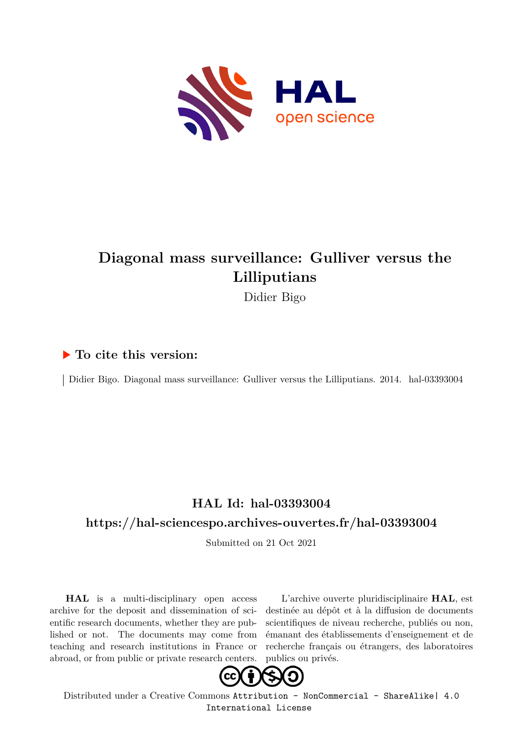# Diagonal mass surveillance: Gulliver versus the Lilliputians

Didier Bigo

## ▶ To cite this version:

Didier Bigo. Diagonal mass surveillance: Gulliver versus the Lilliputians. 2014. hal-03393004

## HAL Id: hal-03393004

## https://hal-sciencespo.archives-ouvertes.fr/hal-03393004

Submitted on 21 Oct 2021

**HAL** is a multi-disciplinary open access archive for the deposit and dissemination of scientific research documents, whether they are published or not. The documents may come from teaching and research institutions in France or abroad, or from public or private research centers.

L'archive ouverte pluridisciplinaire **HAL**, est destinée au dépôt et à la diffusion de documents scientifiques de niveau recherche, publiés ou non, émanant des établissements d'enseignement et de recherche français ou étrangers, des laboratoires publics ou privés.

Distributed under a Creative Commons Attribution - NonCommercial - ShareAlike| 4.0 International License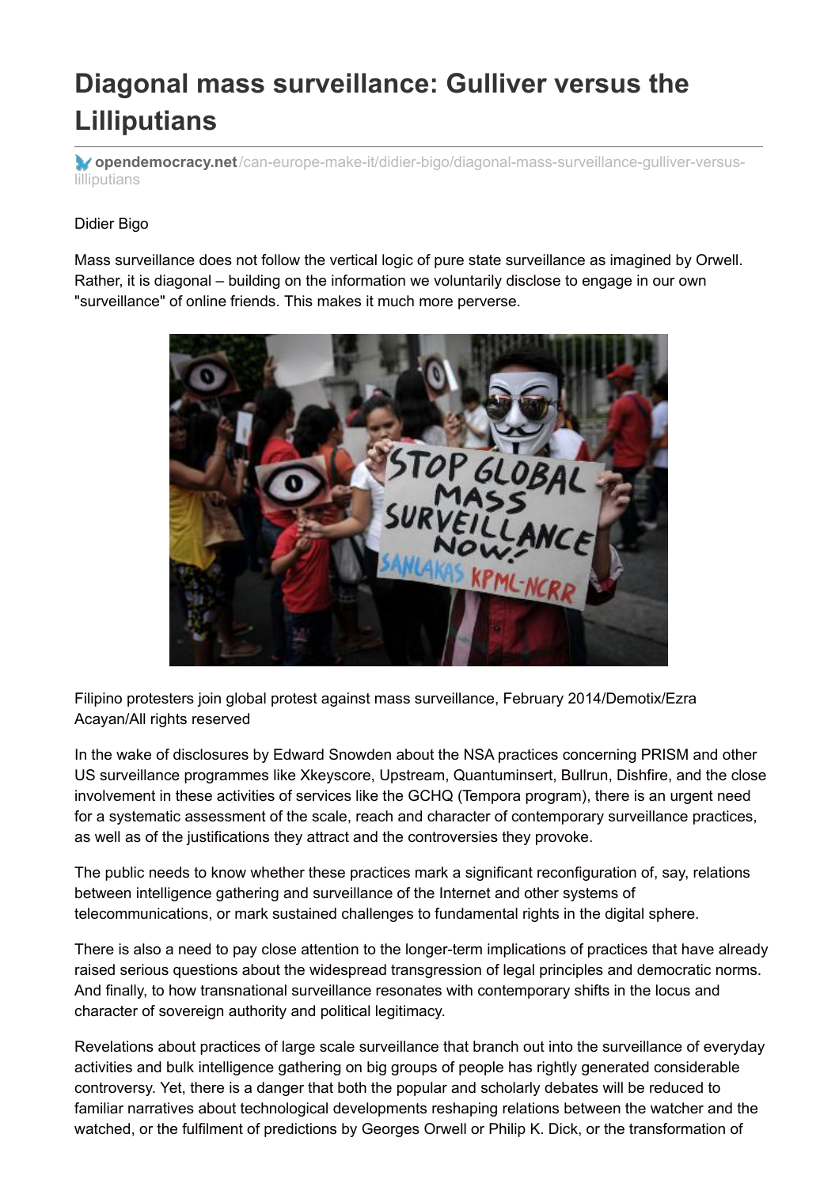# Diagonal mass surveillance: Gulliver versus the Lilliputians

opendemocracy.net/can-europe-make-it/didier-bigo/diagonal-mass-surveillance-gulliver-versus-lilliputians

Didier Bigo

Mass surveillance does not follow the vertical logic of pure state surveillance as imagined by Orwell. Rather, it is diagonal – building on the information we voluntarily disclose to engage in our own "surveillance" of online friends. This makes it much more perverse.

Filipino protesters join global protest against mass surveillance, February 2014/Demotix/Ezra Acayan/All rights reserved

In the wake of disclosures by Edward Snowden about the NSA practices concerning PRISM and other US surveillance programmes like Xkeyscore, Upstream, Quantuminsert, Bullrun, Dishfire, and the close involvement in these activities of services like the GCHQ (Tempora program), there is an urgent need for a systematic assessment of the scale, reach and character of contemporary surveillance practices, as well as of the justifications they attract and the controversies they provoke.

The public needs to know whether these practices mark a significant reconfiguration of, say, relations between intelligence gathering and surveillance of the Internet and other systems of telecommunications, or mark sustained challenges to fundamental rights in the digital sphere.

There is also a need to pay close attention to the longer-term implications of practices that have already raised serious questions about the widespread transgression of legal principles and democratic norms. And finally, to how transnational surveillance resonates with contemporary shifts in the locus and character of sovereign authority and political legitimacy.

Revelations about practices of large scale surveillance that branch out into the surveillance of everyday activities and bulk intelligence gathering on big groups of people has rightly generated considerable controversy. Yet, there is a danger that both the popular and scholarly debates will be reduced to familiar narratives about technological developments reshaping relations between the watcher and the watched, or the fulfilment of predictions by Georges Orwell or Philip K. Dick, or the transformation of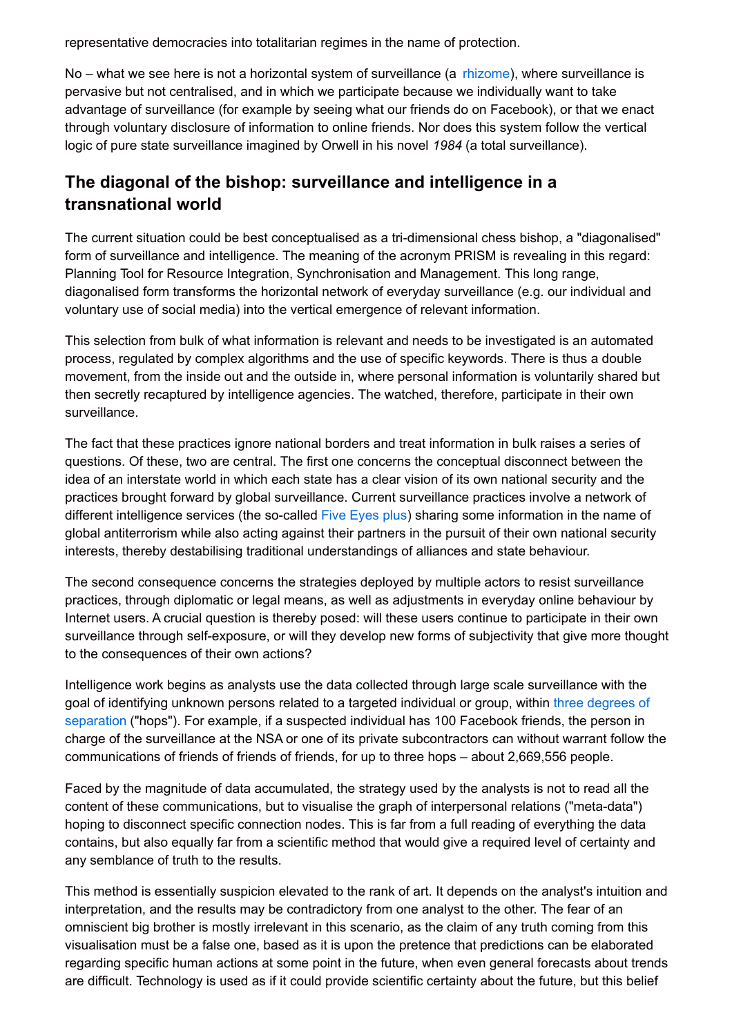representative democracies into totalitarian regimes in the name of protection.

No – what we see here is not a horizontal system of surveillance (a rhizome), where surveillance is pervasive but not centralised, and in which we participate because we individually want to take advantage of surveillance (for example by seeing what our friends do on Facebook), or that we enact through voluntary disclosure of information to online friends. Nor does this system follow the vertical logic of pure state surveillance imagined by Orwell in his novel *1984* (a total surveillance).

## The diagonal of the bishop: surveillance and intelligence in a transnational world

The current situation could be best conceptualised as a tri-dimensional chess bishop, a "diagonalised" form of surveillance and intelligence. The meaning of the acronym PRISM is revealing in this regard: Planning Tool for Resource Integration, Synchronisation and Management. This long range, diagonalised form transforms the horizontal network of everyday surveillance (e.g. our individual and voluntary use of social media) into the vertical emergence of relevant information.

This selection from bulk of what information is relevant and needs to be investigated is an automated process, regulated by complex algorithms and the use of specific keywords. There is thus a double movement, from the inside out and the outside in, where personal information is voluntarily shared but then secretly recaptured by intelligence agencies. The watched, therefore, participate in their own surveillance.

The fact that these practices ignore national borders and treat information in bulk raises a series of questions. Of these, two are central. The first one concerns the conceptual disconnect between the idea of an interstate world in which each state has a clear vision of its own national security and the practices brought forward by global surveillance. Current surveillance practices involve a network of different intelligence services (the so-called Five Eyes plus) sharing some information in the name of global antiterrorism while also acting against their partners in the pursuit of their own national security interests, thereby destabilising traditional understandings of alliances and state behaviour.

The second consequence concerns the strategies deployed by multiple actors to resist surveillance practices, through diplomatic or legal means, as well as adjustments in everyday online behaviour by Internet users. A crucial question is thereby posed: will these users continue to participate in their own surveillance through self-exposure, or will they develop new forms of subjectivity that give more thought to the consequences of their own actions?

Intelligence work begins as analysts use the data collected through large scale surveillance with the goal of identifying unknown persons related to a targeted individual or group, within three degrees of separation ("hops"). For example, if a suspected individual has 100 Facebook friends, the person in charge of the surveillance at the NSA or one of its private subcontractors can without warrant follow the communications of friends of friends of friends, for up to three hops – about 2,669,556 people.

Faced by the magnitude of data accumulated, the strategy used by the analysts is not to read all the content of these communications, but to visualise the graph of interpersonal relations ("meta-data") hoping to disconnect specific connection nodes. This is far from a full reading of everything the data contains, but also equally far from a scientific method that would give a required level of certainty and any semblance of truth to the results.

This method is essentially suspicion elevated to the rank of art. It depends on the analyst's intuition and interpretation, and the results may be contradictory from one analyst to the other. The fear of an omniscient big brother is mostly irrelevant in this scenario, as the claim of any truth coming from this visualisation must be a false one, based as it is upon the pretence that predictions can be elaborated regarding specific human actions at some point in the future, when even general forecasts about trends are difficult. Technology is used as if it could provide scientific certainty about the future, but this belief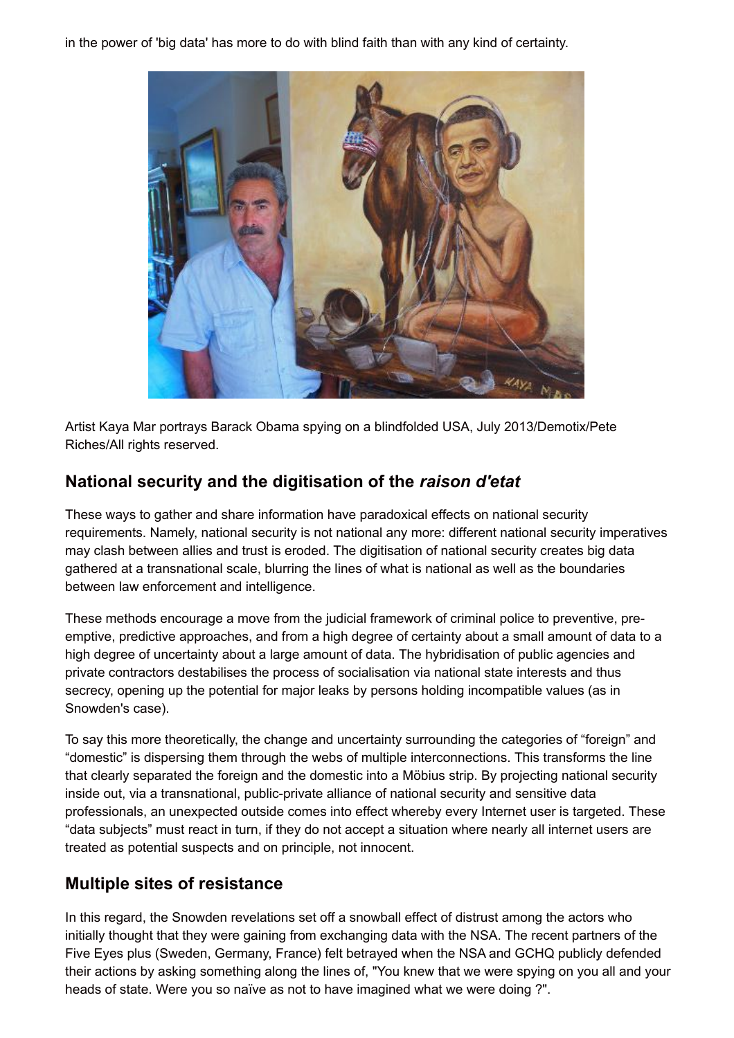in the power of 'big data' has more to do with blind faith than with any kind of certainty.

Artist Kaya Mar portrays Barack Obama spying on a blindfolded USA, July 2013/Demotix/Pete Riches/All rights reserved.

## National security and the digitisation of the *raison d'etat*

These ways to gather and share information have paradoxical effects on national security requirements. Namely, national security is not national any more: different national security imperatives may clash between allies and trust is eroded. The digitisation of national security creates big data gathered at a transnational scale, blurring the lines of what is national as well as the boundaries between law enforcement and intelligence.

These methods encourage a move from the judicial framework of criminal police to preventive, pre-emptive, predictive approaches, and from a high degree of certainty about a small amount of data to a high degree of uncertainty about a large amount of data. The hybridisation of public agencies and private contractors destabilises the process of socialisation via national state interests and thus secrecy, opening up the potential for major leaks by persons holding incompatible values (as in Snowden's case).

To say this more theoretically, the change and uncertainty surrounding the categories of "foreign" and "domestic" is dispersing them through the webs of multiple interconnections. This transforms the line that clearly separated the foreign and the domestic into a Möbius strip. By projecting national security inside out, via a transnational, public-private alliance of national security and sensitive data professionals, an unexpected outside comes into effect whereby every Internet user is targeted. These "data subjects" must react in turn, if they do not accept a situation where nearly all internet users are treated as potential suspects and on principle, not innocent.

## Multiple sites of resistance

In this regard, the Snowden revelations set off a snowball effect of distrust among the actors who initially thought that they were gaining from exchanging data with the NSA. The recent partners of the Five Eyes plus (Sweden, Germany, France) felt betrayed when the NSA and GCHQ publicly defended their actions by asking something along the lines of, "You knew that we were spying on you all and your heads of state. Were you so naïve as not to have imagined what we were doing ?".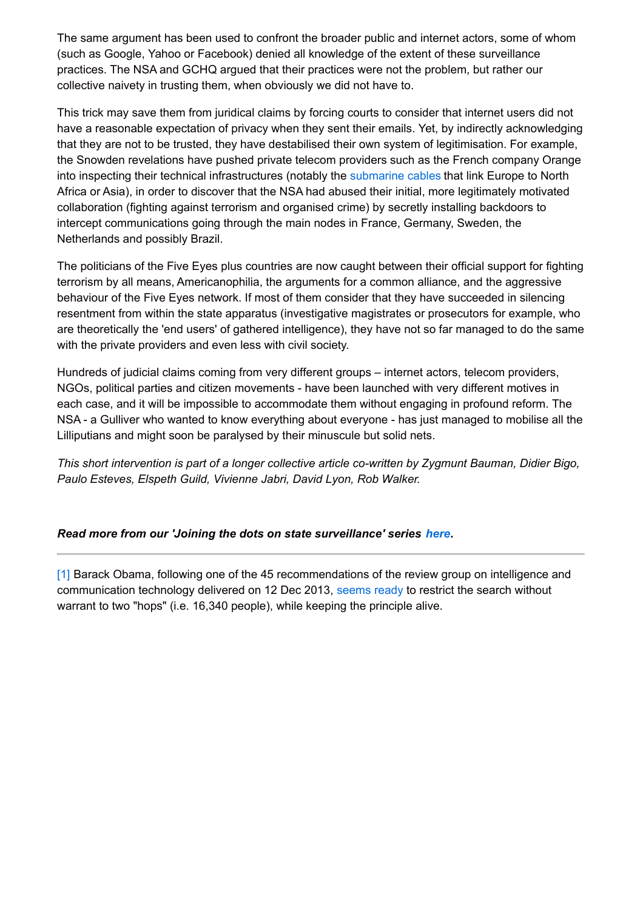The same argument has been used to confront the broader public and internet actors, some of whom (such as Google, Yahoo or Facebook) denied all knowledge of the extent of these surveillance practices. The NSA and GCHQ argued that their practices were not the problem, but rather our collective naivety in trusting them, when obviously we did not have to.

This trick may save them from juridical claims by forcing courts to consider that internet users did not have a reasonable expectation of privacy when they sent their emails. Yet, by indirectly acknowledging that they are not to be trusted, they have destabilised their own system of legitimisation. For example, the Snowden revelations have pushed private telecom providers such as the French company Orange into inspecting their technical infrastructures (notably the submarine cables that link Europe to North Africa or Asia), in order to discover that the NSA had abused their initial, more legitimately motivated collaboration (fighting against terrorism and organised crime) by secretly installing backdoors to intercept communications going through the main nodes in France, Germany, Sweden, the Netherlands and possibly Brazil.

The politicians of the Five Eyes plus countries are now caught between their official support for fighting terrorism by all means, Americanophilia, the arguments for a common alliance, and the aggressive behaviour of the Five Eyes network. If most of them consider that they have succeeded in silencing resentment from within the state apparatus (investigative magistrates or prosecutors for example, who are theoretically the 'end users' of gathered intelligence), they have not so far managed to do the same with the private providers and even less with civil society.

Hundreds of judicial claims coming from very different groups – internet actors, telecom providers, NGOs, political parties and citizen movements - have been launched with very different motives in each case, and it will be impossible to accommodate them without engaging in profound reform. The NSA - a Gulliver who wanted to know everything about everyone - has just managed to mobilise all the Lilliputians and might soon be paralysed by their minuscule but solid nets.

*This short intervention is part of a longer collective article co-written by Zygmunt Bauman, Didier Bigo, Paulo Esteves, Elspeth Guild, Vivienne Jabri, David Lyon, Rob Walker.*

***Read more from our 'Joining the dots on state surveillance' series here.***

---

[1] Barack Obama, following one of the 45 recommendations of the review group on intelligence and communication technology delivered on 12 Dec 2013, seems ready to restrict the search without warrant to two "hops" (i.e. 16,340 people), while keeping the principle alive.